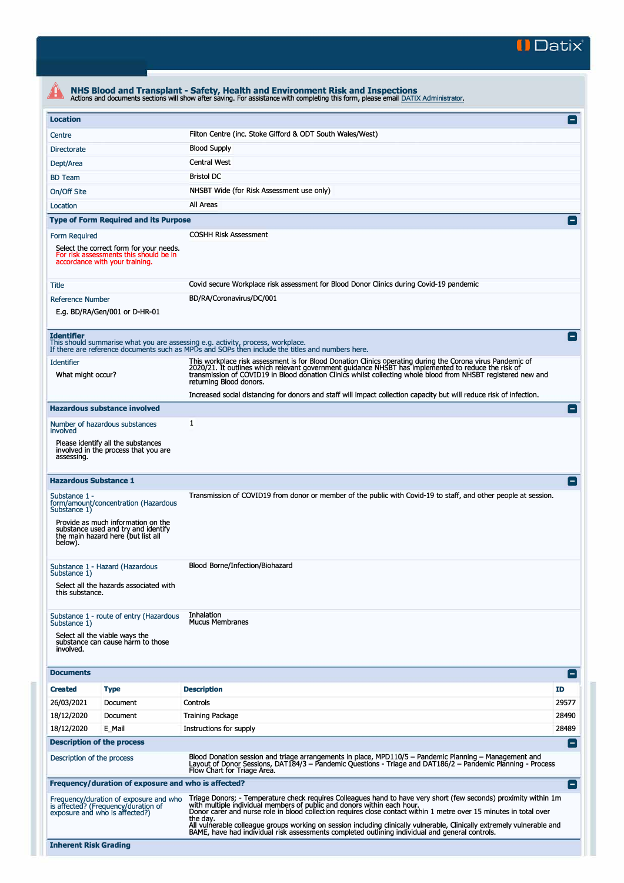Datix

## NHS Blood and Transplant - Safety, Health and Environment Risk and Inspections

Actions and documents sections will show after saving. For assistance with completing this form, please email DATIX Administrator.

### Location

| | |
|---|---|
| Centre | Filton Centre (inc. Stoke Gifford & ODT South Wales/West) |
| Directorate | Blood Supply |
| Dept/Area | Central West |
| BD Team | Bristol DC |
| On/Off Site | NHSBT Wide (for Risk Assessment use only) |
| Location | All Areas |

### Type of Form Required and its Purpose

| | |
|---|---|
| Form Required<br>Select the correct form for your needs. For risk assessments this should be in accordance with your training. | COSHH Risk Assessment |
| Title | Covid secure Workplace risk assessment for Blood Donor Clinics during Covid-19 pandemic |
| Reference Number<br>E.g. BD/RA/Gen/001 or D-HR-01 | BD/RA/Coronavirus/DC/001 |

### Identifier

This should summarise what you are assessing e.g. activity, process, workplace.
If there are reference documents such as MPDs and SOPs then include the titles and numbers here.

| | |
|---|---|
| Identifier<br>What might occur? | This workplace risk assessment is for Blood Donation Clinics operating during the Corona virus Pandemic of 2020/21. It outlines which relevant government guidance NHSBT has implemented to reduce the risk of transmission of COVID19 in Blood donation Clinics whilst collecting whole blood from NHSBT registered new and returning Blood donors.<br><br>Increased social distancing for donors and staff will impact collection capacity but will reduce risk of infection. |

### Hazardous substance involved

| | |
|---|---|
| Number of hazardous substances involved<br>Please identify all the substances involved in the process that you are assessing. | 1 |

### Hazardous Substance 1

| | |
|---|---|
| Substance 1 - form/amount/concentration (Hazardous Substance 1)<br>Provide as much information on the substance used and try and identify the main hazard here (but list all below). | Transmission of COVID19 from donor or member of the public with Covid-19 to staff, and other people at session. |
| Substance 1 - Hazard (Hazardous Substance 1)<br>Select all the hazards associated with this substance. | Blood Borne/Infection/Biohazard |
| Substance 1 - route of entry (Hazardous Substance 1)<br>Select all the viable ways the substance can cause harm to those involved. | Inhalation<br>Mucus Membranes |

### Documents

| Created | Type | Description | ID |
|---|---|---|---|
| 26/03/2021 | Document | Controls | 29577 |
| 18/12/2020 | Document | Training Package | 28490 |
| 18/12/2020 | E_Mail | Instructions for supply | 28489 |

### Description of the process

| | |
|---|---|
| Description of the process | Blood Donation session and triage arrangements in place, MPD110/5 – Pandemic Planning – Management and Layout of Donor Sessions, DAT184/3 – Pandemic Questions - Triage and DAT186/2 – Pandemic Planning - Process Flow Chart for Triage Area. |

### Frequency/duration of exposure and who is affected?

| | |
|---|---|
| Frequency/duration of exposure and who is affected? (Frequency/duration of exposure and who is affected?) | Triage Donors; - Temperature check requires Colleagues hand to have very short (few seconds) proximity within 1m with multiple individual members of public and donors within each hour.<br>Donor carer and nurse role in blood collection requires close contact within 1 metre over 15 minutes in total over the day.<br>All vulnerable colleague groups working on session including clinically vulnerable, Clinically extremely vulnerable and BAME, have had individual risk assessments completed outlining individual and general controls. |

### Inherent Risk Grading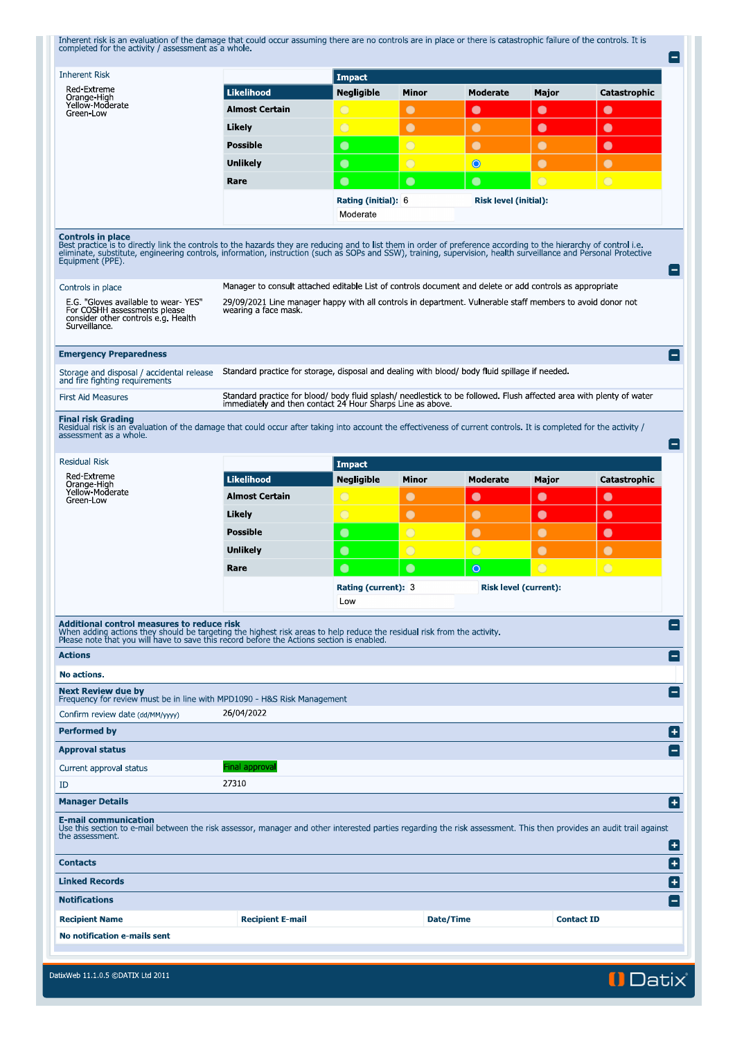Inherent risk is an evaluation of the damage that could occur assuming there are no controls are in place or there is catastrophic failure of the controls. It is completed for the activity / assessment as a whole.

**Inherent Risk**

Red-Extreme
Orange-High
Yellow-Moderate
Green-Low

| | Impact | | | | |
|---|---|---|---|---|---|
| **Likelihood** | **Negligible** | **Minor** | **Moderate** | **Major** | **Catastrophic** |
| **Almost Certain** | | | | | |
| **Likely** | | | | | |
| **Possible** | | | | | |
| **Unlikely** | | | ◉ | | |
| **Rare** | | | | | |

**Rating (initial):** 6 **Risk level (initial):** Moderate

## Controls in place

Best practice is to directly link the controls to the hazards they are reducing and to list them in order of preference according to the hierarchy of control i.e. eliminate, substitute, engineering controls, information, instruction (such as SOPs and SSW), training, supervision, health surveillance and Personal Protective Equipment (PPE).

| | |
|---|---|
| Controls in place<br><br>E.G. "Gloves available to wear- YES" For COSHH assessments please consider other controls e.g. Health Surveillance. | Manager to consult attached editable List of controls document and delete or add controls as appropriate<br><br>29/09/2021 Line manager happy with all controls in department. Vulnerable staff members to avoid donor not wearing a face mask. |

## Emergency Preparedness

| | |
|---|---|
| Storage and disposal / accidental release and fire fighting requirements | Standard practice for storage, disposal and dealing with blood/ body fluid spillage if needed. |
| First Aid Measures | Standard practice for blood/ body fluid splash/ needlestick to be followed. Flush affected area with plenty of water immediately and then contact 24 Hour Sharps Line as above. |

## Final risk Grading

Residual risk is an evaluation of the damage that could occur after taking into account the effectiveness of current controls. It is completed for the activity / assessment as a whole.

**Residual Risk**

Red-Extreme
Orange-High
Yellow-Moderate
Green-Low

| | Impact | | | | |
|---|---|---|---|---|---|
| **Likelihood** | **Negligible** | **Minor** | **Moderate** | **Major** | **Catastrophic** |
| **Almost Certain** | | | | | |
| **Likely** | | | | | |
| **Possible** | | | | | |
| **Unlikely** | | | | | |
| **Rare** | | | ◉ | | |

**Rating (current):** 3 **Risk level (current):** Low

## Additional control measures to reduce risk

When adding actions they should be targeting the highest risk areas to help reduce the residual risk from the activity.
Please note that you will have to save this record before the Actions section is enabled.

## Actions

**No actions.**

## Next Review due by

Frequency for review must be in line with MPD1090 - H&S Risk Management

Confirm review date (dd/MM/yyyy) 26/04/2022

## Performed by

## Approval status

| | |
|---|---|
| Current approval status | Final approval |
| ID | 27310 |

## Manager Details

## E-mail communication

Use this section to e-mail between the risk assessor, manager and other interested parties regarding the risk assessment. This then provides an audit trail against the assessment.

## Contacts

## Linked Records

## Notifications

| Recipient Name | Recipient E-mail | Date/Time | Contact ID |
|---|---|---|---|
| **No notification e-mails sent** | | | |

DatixWeb 11.1.0.5 ©DATIX Ltd 2011